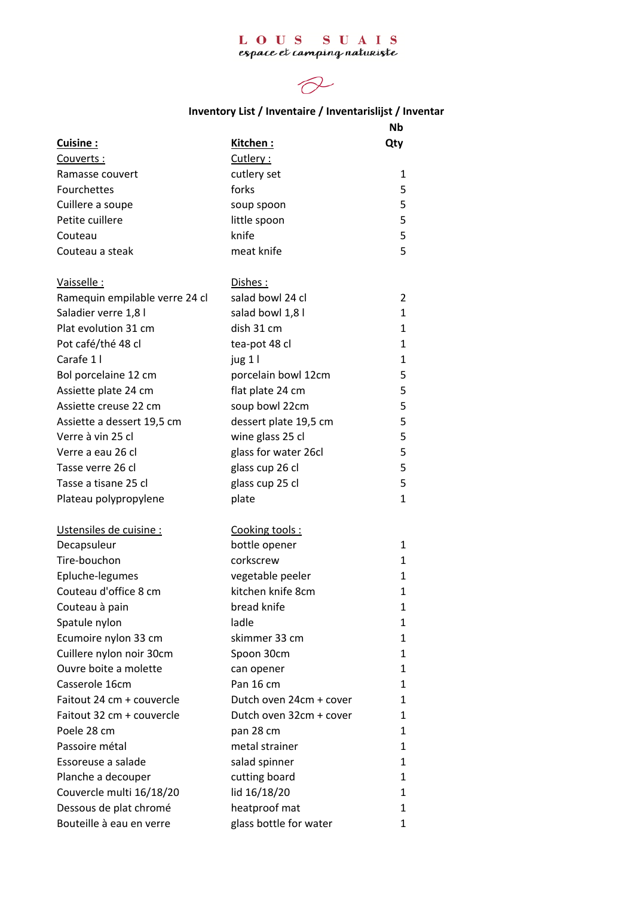LOUS SUAIS
*espace et camping naturiste*

### Inventory List / Inventaire / Inventarislijst / Inventar

| **Cuisine :** | **Kitchen :** | **Nb Qty** |
|---|---|---|
| Couverts : | Cutlery : | |
| Ramasse couvert | cutlery set | 1 |
| Fourchettes | forks | 5 |
| Cuillere a soupe | soup spoon | 5 |
| Petite cuillere | little spoon | 5 |
| Couteau | knife | 5 |
| Couteau a steak | meat knife | 5 |
| | | |
| Vaisselle : | Dishes : | |
| Ramequin empilable verre 24 cl | salad bowl 24 cl | 2 |
| Saladier verre 1,8 l | salad bowl 1,8 l | 1 |
| Plat evolution 31 cm | dish 31 cm | 1 |
| Pot café/thé 48 cl | tea-pot 48 cl | 1 |
| Carafe 1 l | jug 1 l | 1 |
| Bol porcelaine 12 cm | porcelain bowl 12cm | 5 |
| Assiette plate 24 cm | flat plate 24 cm | 5 |
| Assiette creuse 22 cm | soup bowl 22cm | 5 |
| Assiette a dessert 19,5 cm | dessert plate 19,5 cm | 5 |
| Verre à vin 25 cl | wine glass 25 cl | 5 |
| Verre a eau 26 cl | glass for water 26cl | 5 |
| Tasse verre 26 cl | glass cup 26 cl | 5 |
| Tasse a tisane 25 cl | glass cup 25 cl | 5 |
| Plateau polypropylene | plate | 1 |
| | | |
| Ustensiles de cuisine : | Cooking tools : | |
| Decapsuleur | bottle opener | 1 |
| Tire-bouchon | corkscrew | 1 |
| Epluche-legumes | vegetable peeler | 1 |
| Couteau d'office 8 cm | kitchen knife 8cm | 1 |
| Couteau à pain | bread knife | 1 |
| Spatule nylon | ladle | 1 |
| Ecumoire nylon 33 cm | skimmer 33 cm | 1 |
| Cuillere nylon noir 30cm | Spoon 30cm | 1 |
| Ouvre boite a molette | can opener | 1 |
| Casserole 16cm | Pan 16 cm | 1 |
| Faitout 24 cm + couvercle | Dutch oven 24cm + cover | 1 |
| Faitout 32 cm + couvercle | Dutch oven 32cm + cover | 1 |
| Poele 28 cm | pan 28 cm | 1 |
| Passoire métal | metal strainer | 1 |
| Essoreuse a salade | salad spinner | 1 |
| Planche a decouper | cutting board | 1 |
| Couvercle multi 16/18/20 | lid 16/18/20 | 1 |
| Dessous de plat chromé | heatproof mat | 1 |
| Bouteille à eau en verre | glass bottle for water | 1 |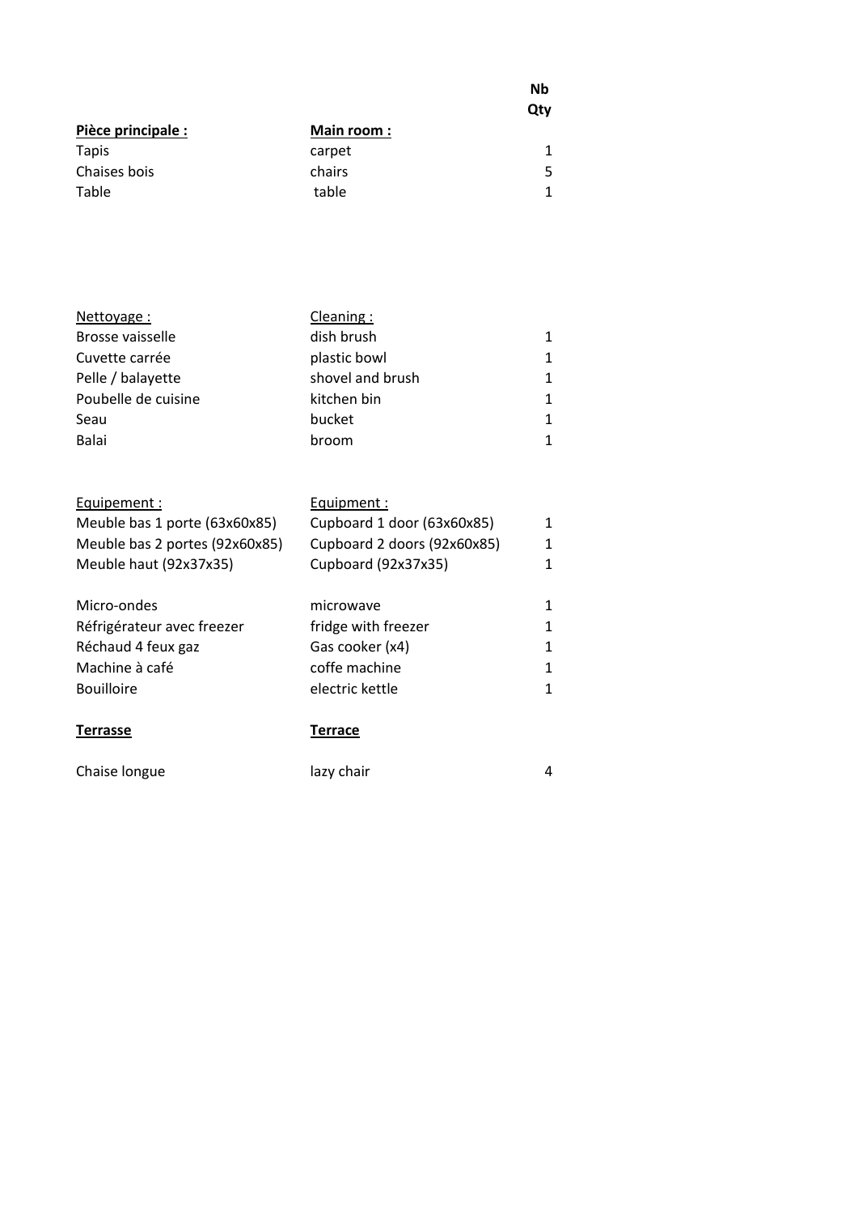| | | Nb<br>Qty |
|---|---|---|
| **Pièce principale :** | **Main room :** | |
| Tapis | carpet | 1 |
| Chaises bois | chairs | 5 |
| Table | table | 1 |
| | | |
| Nettoyage : | Cleaning : | |
| Brosse vaisselle | dish brush | 1 |
| Cuvette carrée | plastic bowl | 1 |
| Pelle / balayette | shovel and brush | 1 |
| Poubelle de cuisine | kitchen bin | 1 |
| Seau | bucket | 1 |
| Balai | broom | 1 |
| | | |
| Equipement : | Equipment : | |
| Meuble bas 1 porte (63x60x85) | Cupboard 1 door (63x60x85) | 1 |
| Meuble bas 2 portes (92x60x85) | Cupboard 2 doors (92x60x85) | 1 |
| Meuble haut (92x37x35) | Cupboard (92x37x35) | 1 |
| | | |
| Micro-ondes | microwave | 1 |
| Réfrigérateur avec freezer | fridge with freezer | 1 |
| Réchaud 4 feux gaz | Gas cooker (x4) | 1 |
| Machine à café | coffe machine | 1 |
| Bouilloire | electric kettle | 1 |
| | | |
| **Terrasse** | **Terrace** | |
| | | |
| Chaise longue | lazy chair | 4 |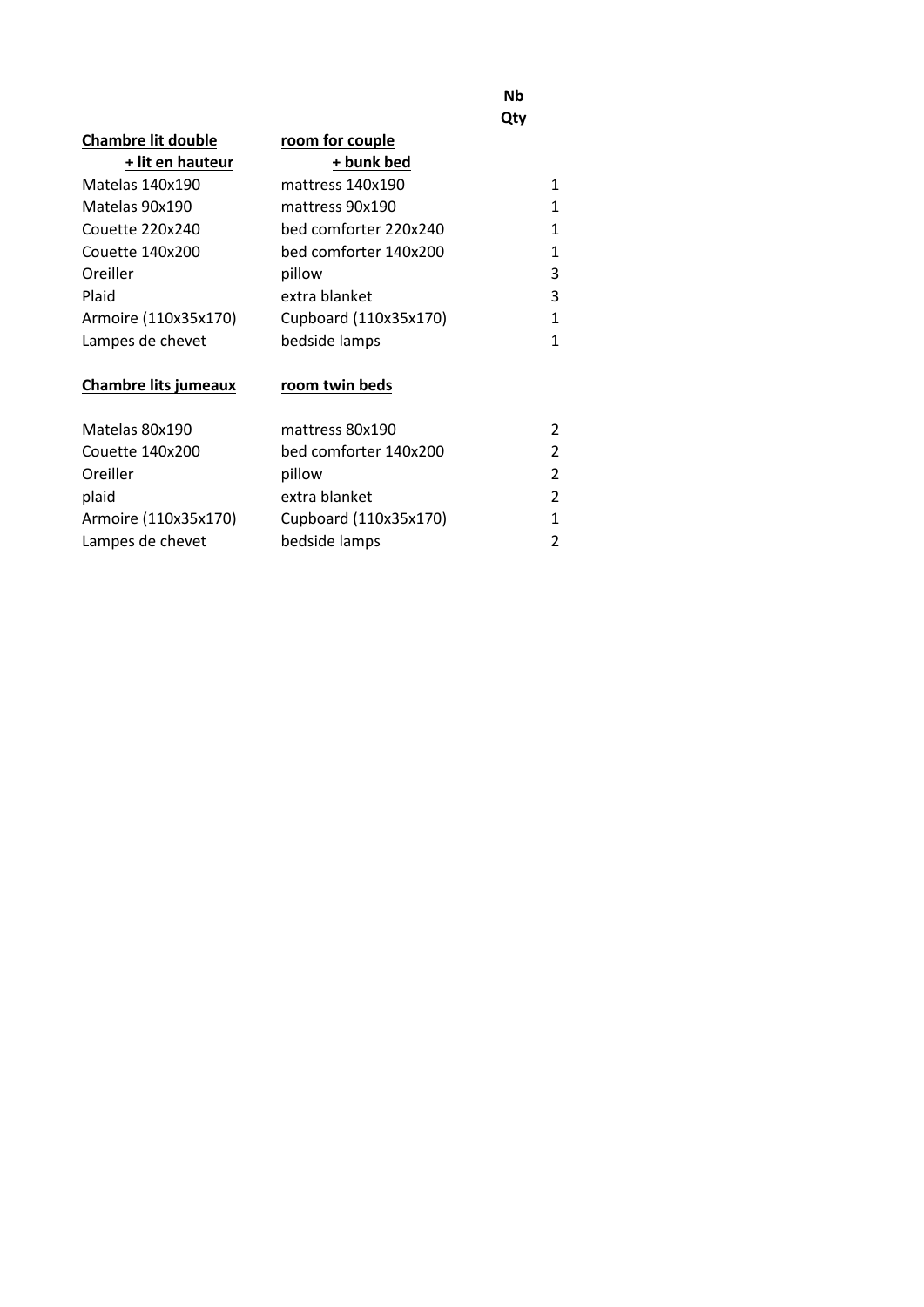| | | Nb Qty |
|---|---|---|
| **Chambre lit double + lit en hauteur** | **room for couple + bunk bed** | |
| Matelas 140x190 | mattress 140x190 | 1 |
| Matelas 90x190 | mattress 90x190 | 1 |
| Couette 220x240 | bed comforter 220x240 | 1 |
| Couette 140x200 | bed comforter 140x200 | 1 |
| Oreiller | pillow | 3 |
| Plaid | extra blanket | 3 |
| Armoire (110x35x170) | Cupboard (110x35x170) | 1 |
| Lampes de chevet | bedside lamps | 1 |
| **Chambre lits jumeaux** | **room twin beds** | |
| Matelas 80x190 | mattress 80x190 | 2 |
| Couette 140x200 | bed comforter 140x200 | 2 |
| Oreiller | pillow | 2 |
| plaid | extra blanket | 2 |
| Armoire (110x35x170) | Cupboard (110x35x170) | 1 |
| Lampes de chevet | bedside lamps | 2 |